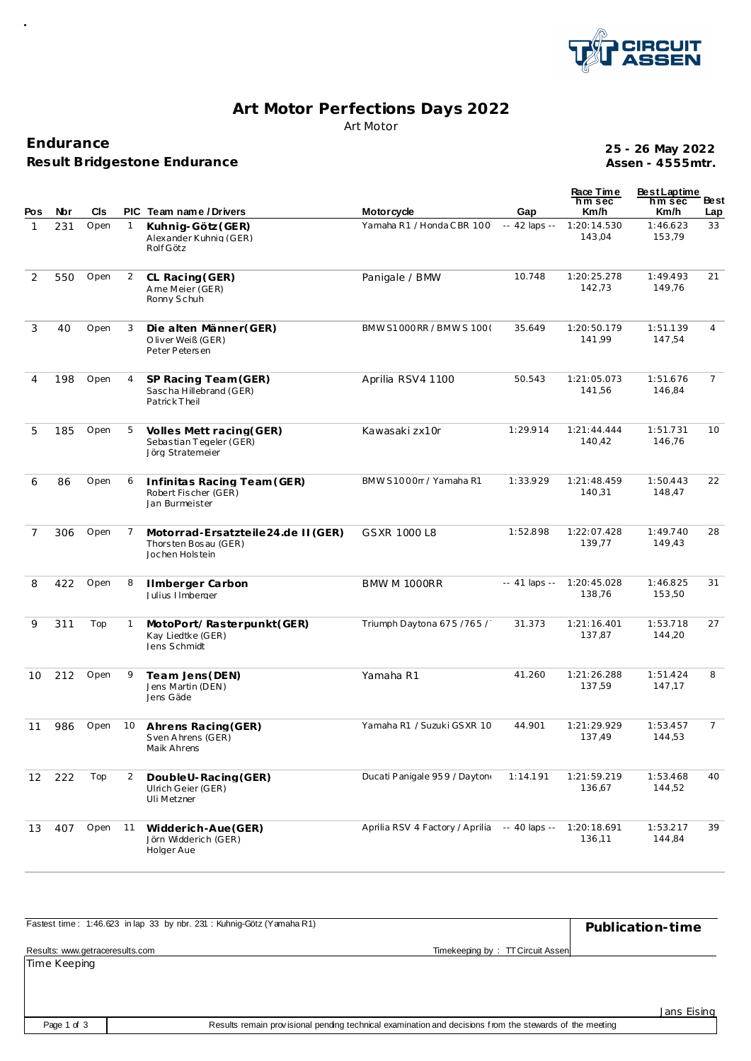# Art Motor Perfections Days 2022

Art Motor

## Endurance

### Result Bridgestone Endurance

**25 - 26 May 2022**
**Assen - 4555mtr.**

| Pos | Nbr | Cls | PIC | Team name / Drivers | Motorcycle | Gap | Race Time h m sec Km/h | Best Laptime h m sec Km/h | Best Lap |
|---|---|---|---|---|---|---|---|---|---|
| 1 | 231 | Open | 1 | **Kuhnig-Götz (GER)** Alexander Kuhnig (GER) Rolf Götz | Yamaha R1 / Honda CBR 100 | -- 42 laps -- | 1:20:14.530 143,04 | 1:46.623 153,79 | 33 |
| 2 | 550 | Open | 2 | **CL Racing (GER)** Arne Meier (GER) Ronny Schuh | Panigale / BMW | 10.748 | 1:20:25.278 142,73 | 1:49.493 149,76 | 21 |
| 3 | 40 | Open | 3 | **Die alten Männer (GER)** Oliver Weiß (GER) Peter Petersen | BMW S1000RR / BMW S 100( | 35.649 | 1:20:50.179 141,99 | 1:51.139 147,54 | 4 |
| 4 | 198 | Open | 4 | **SP Racing Team (GER)** Sascha Hillebrand (GER) Patrick Theil | Aprilia RSV4 1100 | 50.543 | 1:21:05.073 141,56 | 1:51.676 146,84 | 7 |
| 5 | 185 | Open | 5 | **Volles Mett racing (GER)** Sebastian Tegeler (GER) Jörg Stratemeier | Kawasaki zx10r | 1:29.914 | 1:21:44.444 140,42 | 1:51.731 146,76 | 10 |
| 6 | 86 | Open | 6 | **Infinitas Racing Team (GER)** Robert Fischer (GER) Jan Burmeister | BMW S1000rr / Yamaha R1 | 1:33.929 | 1:21:48.459 140,31 | 1:50.443 148,47 | 22 |
| 7 | 306 | Open | 7 | **Motorrad-Ersatzteile24.de II (GER)** Thorsten Bosau (GER) Jochen Holstein | GSXR 1000 L8 | 1:52.898 | 1:22:07.428 139,77 | 1:49.740 149,43 | 28 |
| 8 | 422 | Open | 8 | **Ilmberger Carbon** Julius Ilmberger | BMW M 1000RR | -- 41 laps -- | 1:20:45.028 138,76 | 1:46.825 153,50 | 31 |
| 9 | 311 | Top | 1 | **MotoPort/ Rasterpunkt (GER)** Kay Liedtke (GER) Jens Schmidt | Triumph Daytona 675 / 765 / | 31.373 | 1:21:16.401 137,87 | 1:53.718 144,20 | 27 |
| 10 | 212 | Open | 9 | **Team Jens (DEN)** Jens Martin (DEN) Jens Gäde | Yamaha R1 | 41.260 | 1:21:26.288 137,59 | 1:51.424 147,17 | 8 |
| 11 | 986 | Open | 10 | **Ahrens Racing (GER)** Sven Ahrens (GER) Maik Ahrens | Yamaha R1 / Suzuki GSXR 10 | 44.901 | 1:21:29.929 137,49 | 1:53.457 144,53 | 7 |
| 12 | 222 | Top | 2 | **DoubleU-Racing (GER)** Ulrich Geier (GER) Uli Metzner | Ducati Panigale 959 / Dayton | 1:14.191 | 1:21:59.219 136,67 | 1:53.468 144,52 | 40 |
| 13 | 407 | Open | 11 | **Widderich-Aue (GER)** Jörn Widderich (GER) Holger Aue | Aprilia RSV 4 Factory / Aprilia | -- 40 laps -- | 1:20:18.691 136,11 | 1:53.217 144,84 | 39 |

Fastest time : 1:46.623 in lap 33 by nbr. 231 : Kuhnig-Götz (Yamaha R1)

**Publication-time**

Results: www.getraceresults.com

Timekeeping by : TT Circuit Assen

Time Keeping

Jans Eising

Results remain provisional pending technical examination and decisions from the stewards of the meeting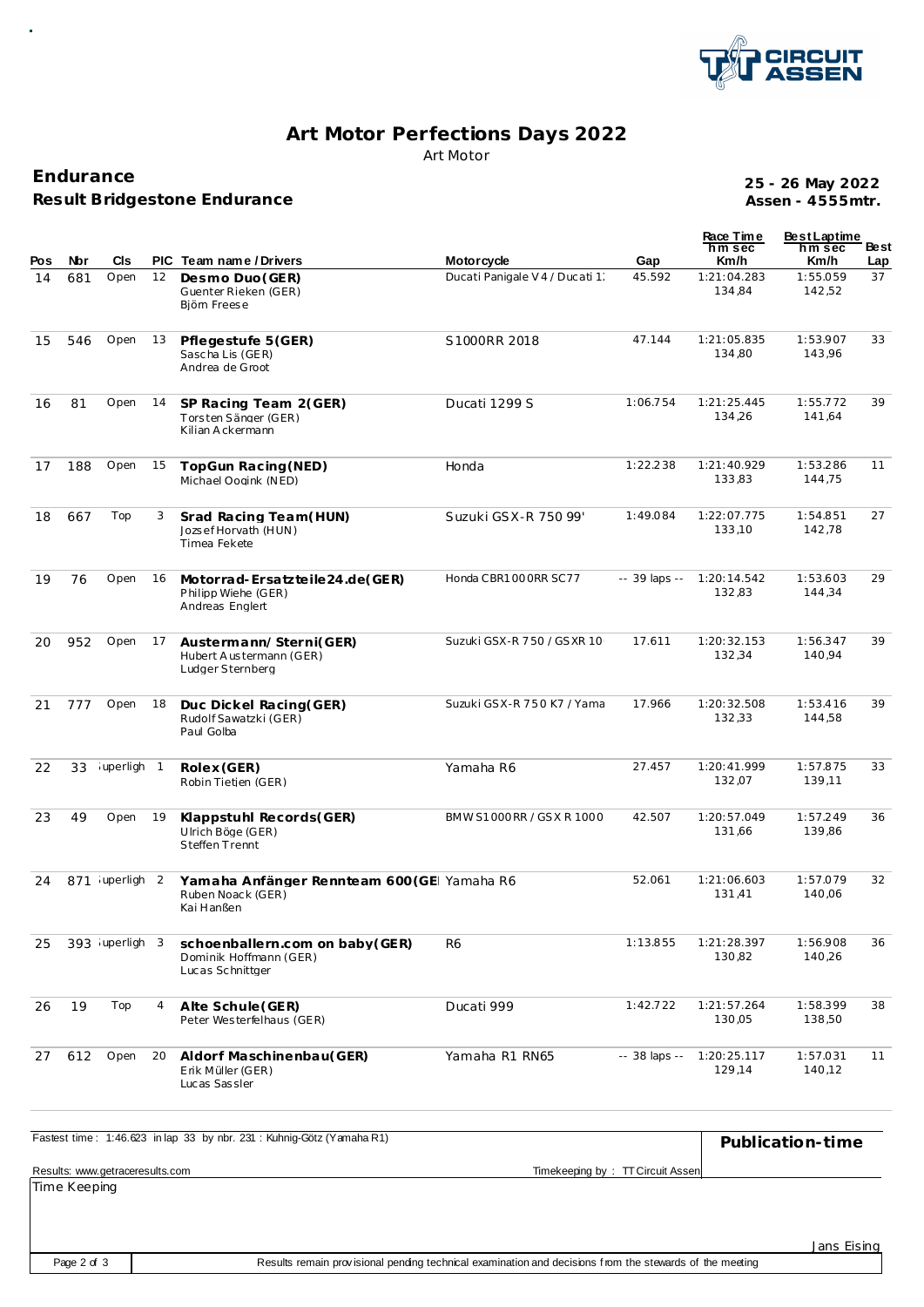# Art Motor Perfections Days 2022

Art Motor

## Endurance

### Result Bridgestone Endurance

**25 - 26 May 2022**
**Assen - 4555mtr.**

| Pos | Nbr | Cls | PIC | Team name / Drivers | Motorcycle | Gap | Race Time h m sec Km/h | Best Laptime h m sec Km/h | Best Lap |
|---|---|---|---|---|---|---|---|---|---|
| 14 | 681 | Open | 12 | **Desmo Duo(GER)** Guenter Rieken (GER) Björn Freese | Ducati Panigale V4 / Ducati 1. | 45.592 | 1:21:04.283 134,84 | 1:55.059 142,52 | 37 |
| 15 | 546 | Open | 13 | **Pflegestufe 5(GER)** Sascha Lis (GER) Andrea de Groot | S1000RR 2018 | 47.144 | 1:21:05.835 134,80 | 1:53.907 143,96 | 33 |
| 16 | 81 | Open | 14 | **SP Racing Team 2(GER)** Torsten Sänger (GER) Kilian Ackermann | Ducati 1299 S | 1:06.754 | 1:21:25.445 134,26 | 1:55.772 141,64 | 39 |
| 17 | 188 | Open | 15 | **TopGun Racing(NED)** Michael Oogink (NED) | Honda | 1:22.238 | 1:21:40.929 133,83 | 1:53.286 144,75 | 11 |
| 18 | 667 | Top | 3 | **Srad Racing Team(HUN)** Jozsef Horvath (HUN) Timea Fekete | Suzuki GSX-R 750 99' | 1:49.084 | 1:22:07.775 133,10 | 1:54.851 142,78 | 27 |
| 19 | 76 | Open | 16 | **Motorrad-Ersatzteile24.de(GER)** Philipp Wiehe (GER) Andreas Englert | Honda CBR1000RR SC77 | -- 39 laps -- | 1:20:14.542 132,83 | 1:53.603 144,34 | 29 |
| 20 | 952 | Open | 17 | **Austermann/ Sterni(GER)** Hubert Austermann (GER) Ludger Sternberg | Suzuki GSX-R 750 / GSXR 10 | 17.611 | 1:20:32.153 132,34 | 1:56.347 140,94 | 39 |
| 21 | 777 | Open | 18 | **Duc Dickel Racing(GER)** Rudolf Sawatzki (GER) Paul Golba | Suzuki GSX-R 750 K7 / Yama | 17.966 | 1:20:32.508 132,33 | 1:53.416 144,58 | 39 |
| 22 | 33 | iuperligh | 1 | **Rolex(GER)** Robin Tietjen (GER) | Yamaha R6 | 27.457 | 1:20:41.999 132,07 | 1:57.875 139,11 | 33 |
| 23 | 49 | Open | 19 | **Klappstuhl Records(GER)** Ulrich Böge (GER) Steffen Trennt | BMW S1000RR / GSX R 1000 | 42.507 | 1:20:57.049 131,66 | 1:57.249 139,86 | 36 |
| 24 | 871 | iuperligh | 2 | **Yamaha Anfänger Rennteam 600(GE** Ruben Noack (GER) Kai Hanßen | Yamaha R6 | 52.061 | 1:21:06.603 131,41 | 1:57.079 140,06 | 32 |
| 25 | 393 | iuperligh | 3 | **schoenballern.com on baby(GER)** Dominik Hoffmann (GER) Lucas Schnittger | R6 | 1:13.855 | 1:21:28.397 130,82 | 1:56.908 140,26 | 36 |
| 26 | 19 | Top | 4 | **Alte Schule(GER)** Peter Westerfelhaus (GER) | Ducati 999 | 1:42.722 | 1:21:57.264 130,05 | 1:58.399 138,50 | 38 |
| 27 | 612 | Open | 20 | **Aldorf Maschinenbau(GER)** Erik Müller (GER) Lucas Sassler | Yamaha R1 RN65 | -- 38 laps -- | 1:20:25.117 129,14 | 1:57.031 140,12 | 11 |

Fastest time : 1:46.623 in lap 33 by nbr. 231 : Kuhnig-Götz (Yamaha R1)

**Publication-time**

Results: www.getraceresults.com

Timekeeping by : TT Circuit Assen

Time Keeping

Jans Eising

Results remain provisional pending technical examination and decisions from the stewards of the meeting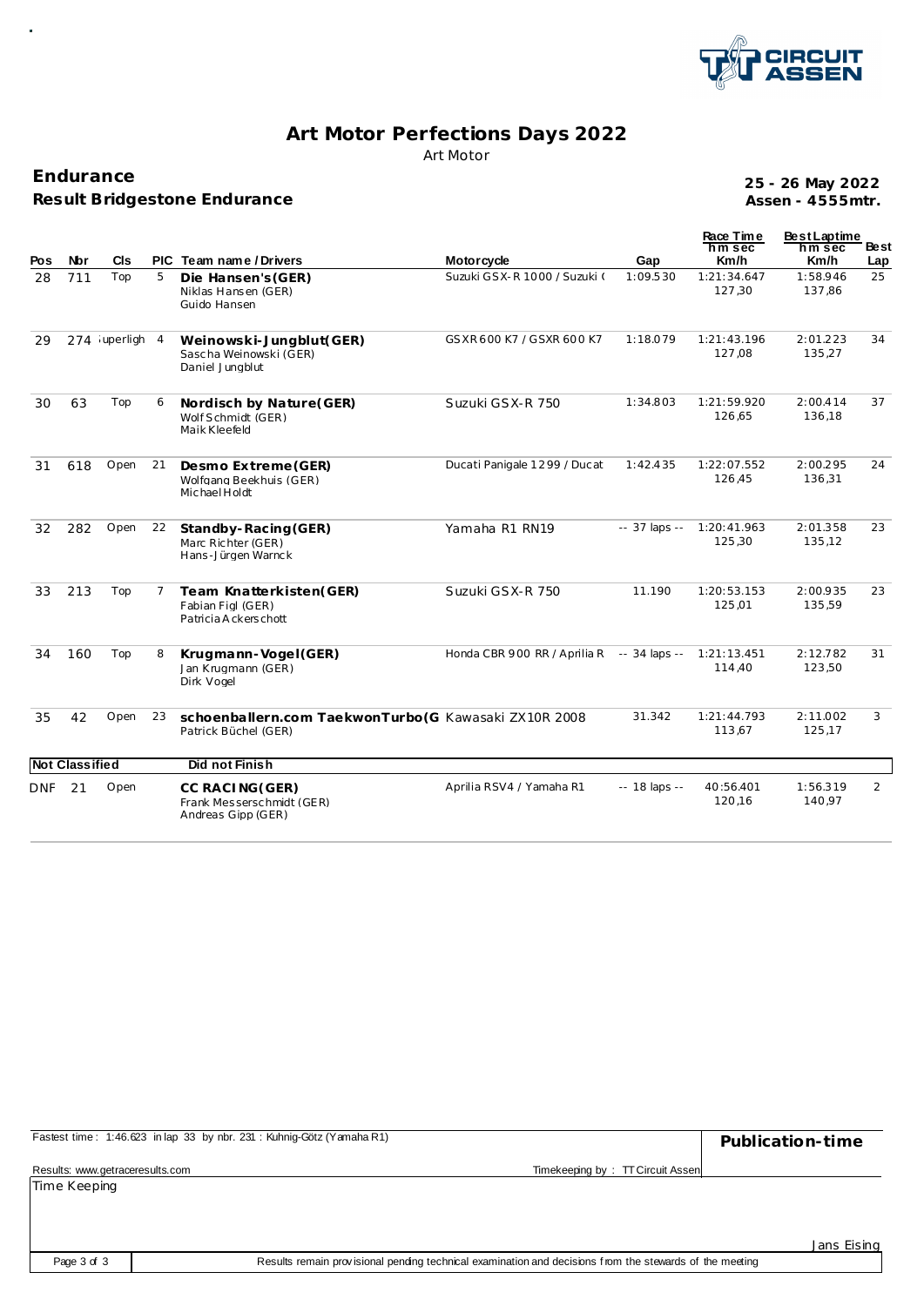# Art Motor Perfections Days 2022

Art Motor

## Endurance

### Result Bridgestone Endurance

**25 - 26 May 2022**
**Assen - 4555mtr.**

| Pos | Nbr | Cls | PIC | Team name / Drivers | Motorcycle | Gap | Race Time h m sec Km/h | Best Laptime h m sec Km/h | Best Lap |
|---|---|---|---|---|---|---|---|---|---|
| 28 | 711 | Top | 5 | **Die Hansen's(GER)** Niklas Hansen (GER) Guido Hansen | Suzuki GSX-R 1000 / Suzuki ( | 1:09.530 | 1:21:34.647 127,30 | 1:58.946 137,86 | 25 |
| 29 | 274 | iuperligh | 4 | **Weinowski-Jungblut(GER)** Sascha Weinowski (GER) Daniel Jungblut | GSXR600 K7 / GSXR 600 K7 | 1:18.079 | 1:21:43.196 127,08 | 2:01.223 135,27 | 34 |
| 30 | 63 | Top | 6 | **Nordisch by Nature(GER)** Wolf Schmidt (GER) Maik Kleefeld | Suzuki GSX-R 750 | 1:34.803 | 1:21:59.920 126,65 | 2:00.414 136,18 | 37 |
| 31 | 618 | Open | 21 | **Desmo Extreme(GER)** Wolfgang Beekhuis (GER) Michael Holdt | Ducati Panigale 1299 / Ducat | 1:42.435 | 1:22:07.552 126,45 | 2:00.295 136,31 | 24 |
| 32 | 282 | Open | 22 | **Standby-Racing(GER)** Marc Richter (GER) Hans-Jürgen Warnck | Yamaha R1 RN19 | -- 37 laps -- | 1:20:41.963 125,30 | 2:01.358 135,12 | 23 |
| 33 | 213 | Top | 7 | **Team Knatterkisten(GER)** Fabian Figl (GER) Patricia Ackerschott | Suzuki GSX-R 750 | 11.190 | 1:20:53.153 125,01 | 2:00.935 135,59 | 23 |
| 34 | 160 | Top | 8 | **Krugmann-Vogel(GER)** Jan Krugmann (GER) Dirk Vogel | Honda CBR 900 RR / Aprilia R | -- 34 laps -- | 1:21:13.451 114,40 | 2:12.782 123,50 | 31 |
| 35 | 42 | Open | 23 | **schoenballern.com TaekwonTurbo(G** Patrick Büchel (GER) | Kawasaki ZX10R 2008 | 31.342 | 1:21:44.793 113,67 | 2:11.002 125,17 | 3 |
| **Not Classified** | | | | **Did not Finish** | | | | | |
| DNF | 21 | Open | | **CC RACING(GER)** Frank Messerschmidt (GER) Andreas Gipp (GER) | Aprilia RSV4 / Yamaha R1 | -- 18 laps -- | 40:56.401 120,16 | 1:56.319 140,97 | 2 |

Fastest time : 1:46.623 in lap 33 by nbr. 231 : Kuhnig-Götz (Yamaha R1)

**Publication-time**

Results: www.getraceresults.com

Timekeeping by : TT Circuit Assen

Time Keeping

Jans Eising

Results remain provisional pending technical examination and decisions from the stewards of the meeting